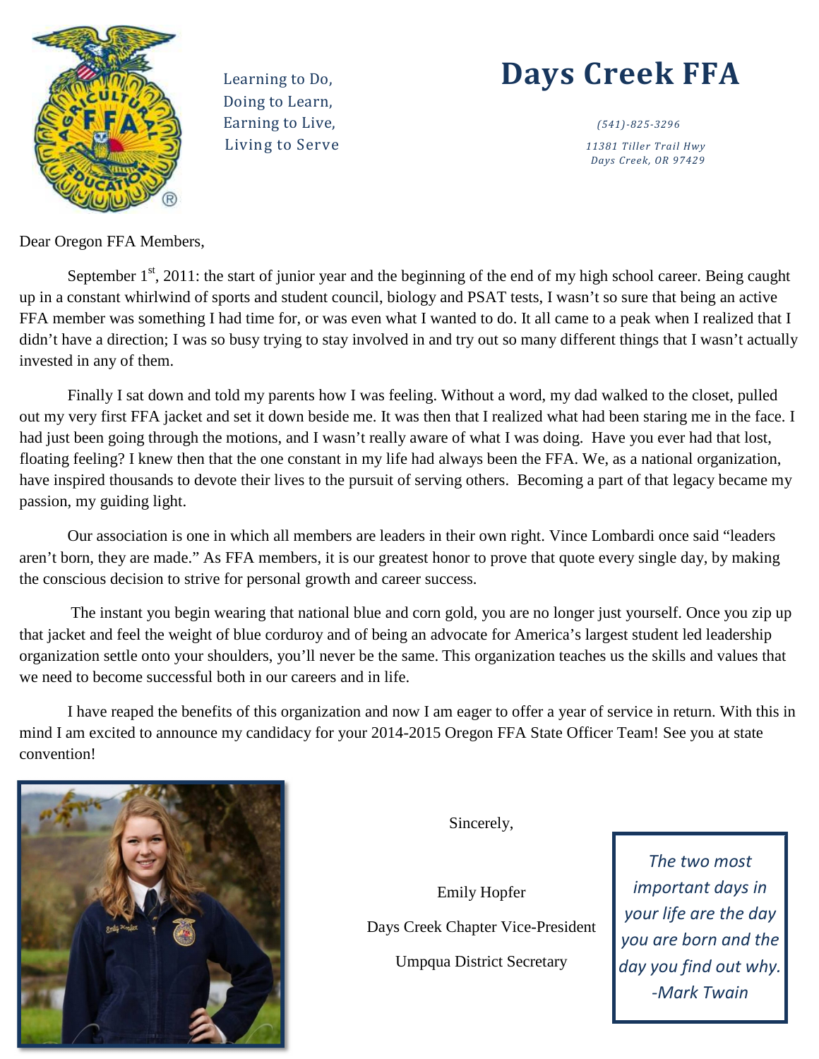Learning to Do,
Doing to Learn,
Earning to Live,
Living to Serve

# Days Creek FFA

*(541)-825-3296*

*11381 Tiller Trail Hwy*
*Days Creek, OR 97429*

Dear Oregon FFA Members,

September 1st, 2011: the start of junior year and the beginning of the end of my high school career. Being caught up in a constant whirlwind of sports and student council, biology and PSAT tests, I wasn't so sure that being an active FFA member was something I had time for, or was even what I wanted to do. It all came to a peak when I realized that I didn't have a direction; I was so busy trying to stay involved in and try out so many different things that I wasn't actually invested in any of them.

Finally I sat down and told my parents how I was feeling. Without a word, my dad walked to the closet, pulled out my very first FFA jacket and set it down beside me. It was then that I realized what had been staring me in the face. I had just been going through the motions, and I wasn't really aware of what I was doing. Have you ever had that lost, floating feeling? I knew then that the one constant in my life had always been the FFA. We, as a national organization, have inspired thousands to devote their lives to the pursuit of serving others. Becoming a part of that legacy became my passion, my guiding light.

Our association is one in which all members are leaders in their own right. Vince Lombardi once said "leaders aren't born, they are made." As FFA members, it is our greatest honor to prove that quote every single day, by making the conscious decision to strive for personal growth and career success.

The instant you begin wearing that national blue and corn gold, you are no longer just yourself. Once you zip up that jacket and feel the weight of blue corduroy and of being an advocate for America's largest student led leadership organization settle onto your shoulders, you'll never be the same. This organization teaches us the skills and values that we need to become successful both in our careers and in life.

I have reaped the benefits of this organization and now I am eager to offer a year of service in return. With this in mind I am excited to announce my candidacy for your 2014-2015 Oregon FFA State Officer Team! See you at state convention!

Sincerely,

Emily Hopfer

Days Creek Chapter Vice-President

Umpqua District Secretary

*The two most important days in your life are the day you are born and the day you find out why.*
*-Mark Twain*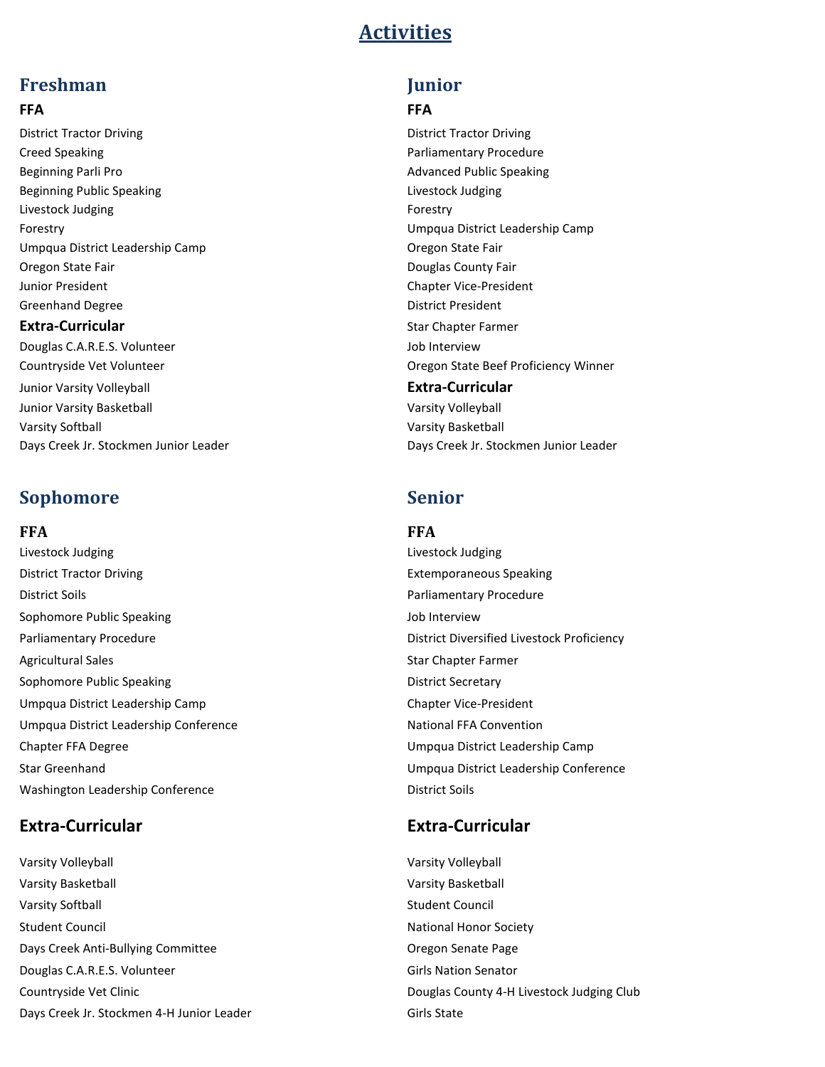# Activities

## Freshman

### FFA

District Tractor Driving
Creed Speaking
Beginning Parli Pro
Beginning Public Speaking
Livestock Judging
Forestry
Umpqua District Leadership Camp
Oregon State Fair
Junior President
Greenhand Degree

### Extra-Curricular

Douglas C.A.R.E.S. Volunteer
Countryside Vet Volunteer
Junior Varsity Volleyball
Junior Varsity Basketball
Varsity Softball
Days Creek Jr. Stockmen Junior Leader

## Sophomore

### FFA

Livestock Judging
District Tractor Driving
District Soils
Sophomore Public Speaking
Parliamentary Procedure
Agricultural Sales
Sophomore Public Speaking
Umpqua District Leadership Camp
Umpqua District Leadership Conference
Chapter FFA Degree
Star Greenhand
Washington Leadership Conference

### Extra-Curricular

Varsity Volleyball
Varsity Basketball
Varsity Softball
Student Council
Days Creek Anti-Bullying Committee
Douglas C.A.R.E.S. Volunteer
Countryside Vet Clinic
Days Creek Jr. Stockmen 4-H Junior Leader

## Junior

### FFA

District Tractor Driving
Parliamentary Procedure
Advanced Public Speaking
Livestock Judging
Forestry
Umpqua District Leadership Camp
Oregon State Fair
Douglas County Fair
Chapter Vice-President
District President
Star Chapter Farmer
Job Interview
Oregon State Beef Proficiency Winner

### Extra-Curricular

Varsity Volleyball
Varsity Basketball
Days Creek Jr. Stockmen Junior Leader

## Senior

### FFA

Livestock Judging
Extemporaneous Speaking
Parliamentary Procedure
Job Interview
District Diversified Livestock Proficiency
Star Chapter Farmer
District Secretary
Chapter Vice-President
National FFA Convention
Umpqua District Leadership Camp
Umpqua District Leadership Conference
District Soils

### Extra-Curricular

Varsity Volleyball
Varsity Basketball
Student Council
National Honor Society
Oregon Senate Page
Girls Nation Senator
Douglas County 4-H Livestock Judging Club
Girls State